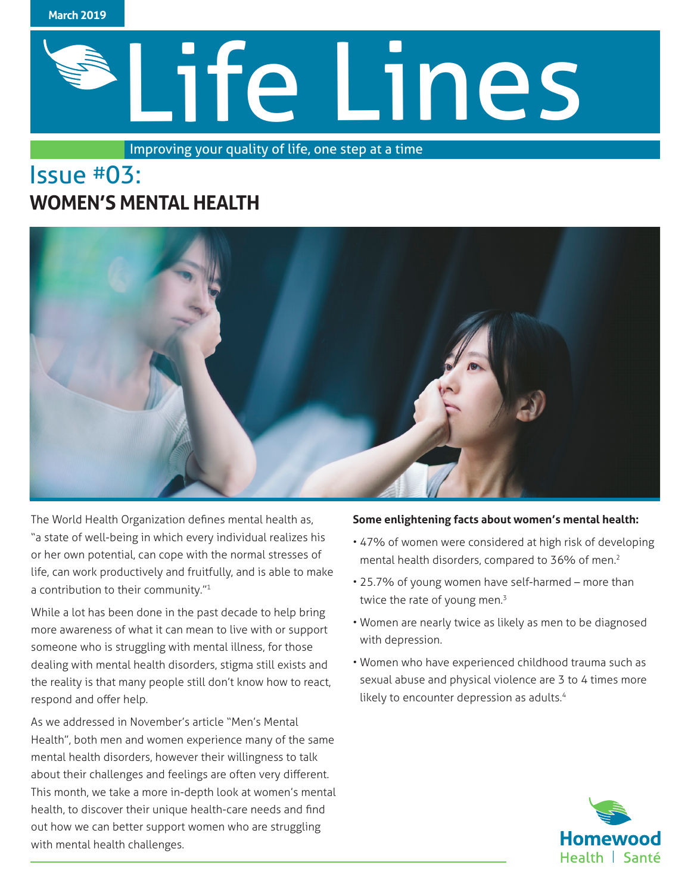March 2019

# Life Lines

Improving your quality of life, one step at a time

## Issue #03:
## WOMEN'S MENTAL HEALTH

The World Health Organization defines mental health as, "a state of well-being in which every individual realizes his or her own potential, can cope with the normal stresses of life, can work productively and fruitfully, and is able to make a contribution to their community."[1]

While a lot has been done in the past decade to help bring more awareness of what it can mean to live with or support someone who is struggling with mental illness, for those dealing with mental health disorders, stigma still exists and the reality is that many people still don't know how to react, respond and offer help.

As we addressed in November's article "Men's Mental Health", both men and women experience many of the same mental health disorders, however their willingness to talk about their challenges and feelings are often very different. This month, we take a more in-depth look at women's mental health, to discover their unique health-care needs and find out how we can better support women who are struggling with mental health challenges.

**Some enlightening facts about women's mental health:**

- 47% of women were considered at high risk of developing mental health disorders, compared to 36% of men.[2]
- 25.7% of young women have self-harmed – more than twice the rate of young men.[3]
- Women are nearly twice as likely as men to be diagnosed with depression.
- Women who have experienced childhood trauma such as sexual abuse and physical violence are 3 to 4 times more likely to encounter depression as adults.[4]

Homewood Health | Santé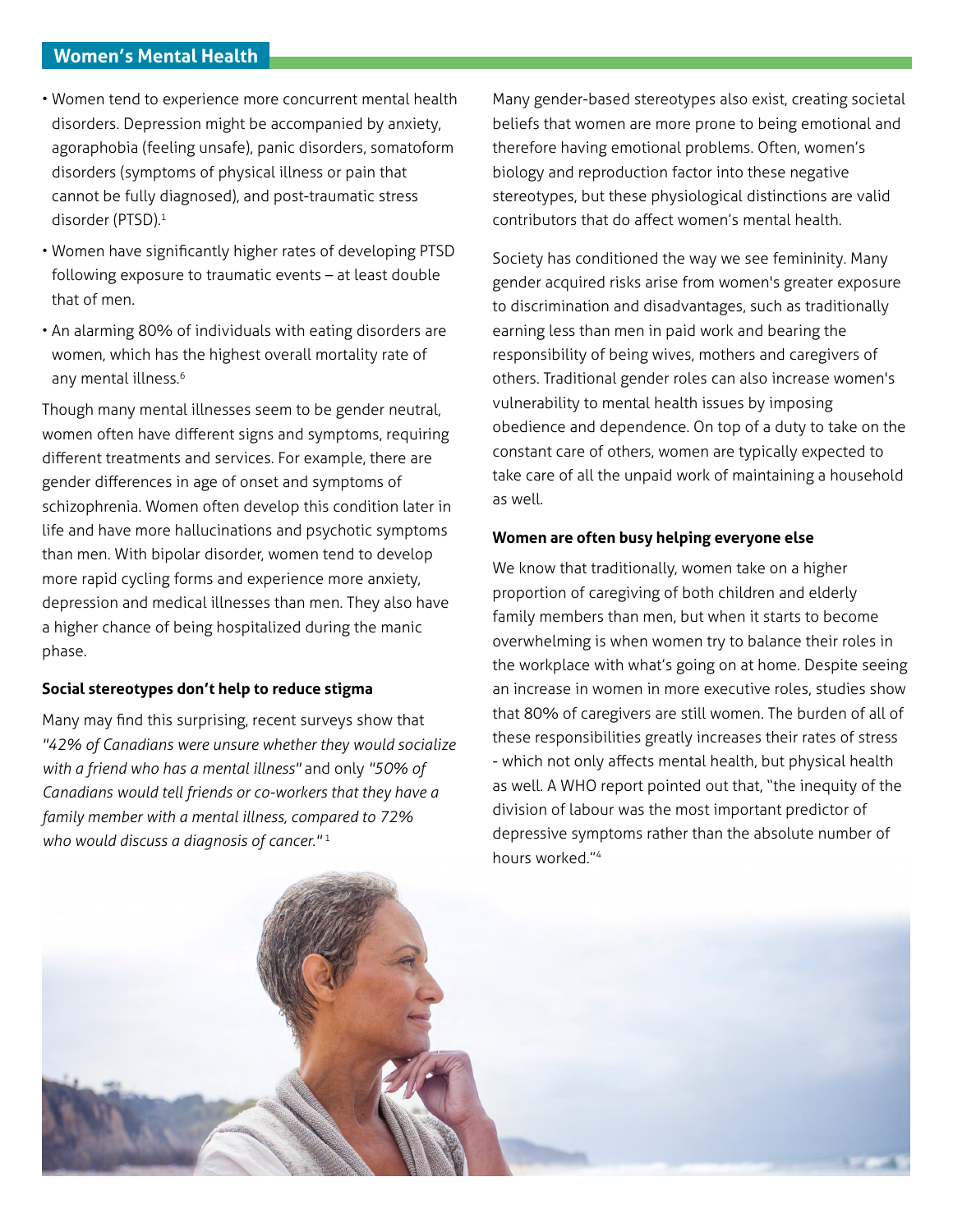## Women's Mental Health

- Women tend to experience more concurrent mental health disorders. Depression might be accompanied by anxiety, agoraphobia (feeling unsafe), panic disorders, somatoform disorders (symptoms of physical illness or pain that cannot be fully diagnosed), and post-traumatic stress disorder (PTSD).[1]
- Women have significantly higher rates of developing PTSD following exposure to traumatic events – at least double that of men.
- An alarming 80% of individuals with eating disorders are women, which has the highest overall mortality rate of any mental illness.[6]

Though many mental illnesses seem to be gender neutral, women often have different signs and symptoms, requiring different treatments and services. For example, there are gender differences in age of onset and symptoms of schizophrenia. Women often develop this condition later in life and have more hallucinations and psychotic symptoms than men. With bipolar disorder, women tend to develop more rapid cycling forms and experience more anxiety, depression and medical illnesses than men. They also have a higher chance of being hospitalized during the manic phase.

**Social stereotypes don't help to reduce stigma**

Many may find this surprising, recent surveys show that *"42% of Canadians were unsure whether they would socialize with a friend who has a mental illness"* and only *"50% of Canadians would tell friends or co-workers that they have a family member with a mental illness, compared to 72% who would discuss a diagnosis of cancer."*[1]

Many gender-based stereotypes also exist, creating societal beliefs that women are more prone to being emotional and therefore having emotional problems. Often, women's biology and reproduction factor into these negative stereotypes, but these physiological distinctions are valid contributors that do affect women's mental health.

Society has conditioned the way we see femininity. Many gender acquired risks arise from women's greater exposure to discrimination and disadvantages, such as traditionally earning less than men in paid work and bearing the responsibility of being wives, mothers and caregivers of others. Traditional gender roles can also increase women's vulnerability to mental health issues by imposing obedience and dependence. On top of a duty to take on the constant care of others, women are typically expected to take care of all the unpaid work of maintaining a household as well.

**Women are often busy helping everyone else**

We know that traditionally, women take on a higher proportion of caregiving of both children and elderly family members than men, but when it starts to become overwhelming is when women try to balance their roles in the workplace with what's going on at home. Despite seeing an increase in women in more executive roles, studies show that 80% of caregivers are still women. The burden of all of these responsibilities greatly increases their rates of stress - which not only affects mental health, but physical health as well. A WHO report pointed out that, "the inequity of the division of labour was the most important predictor of depressive symptoms rather than the absolute number of hours worked."[4]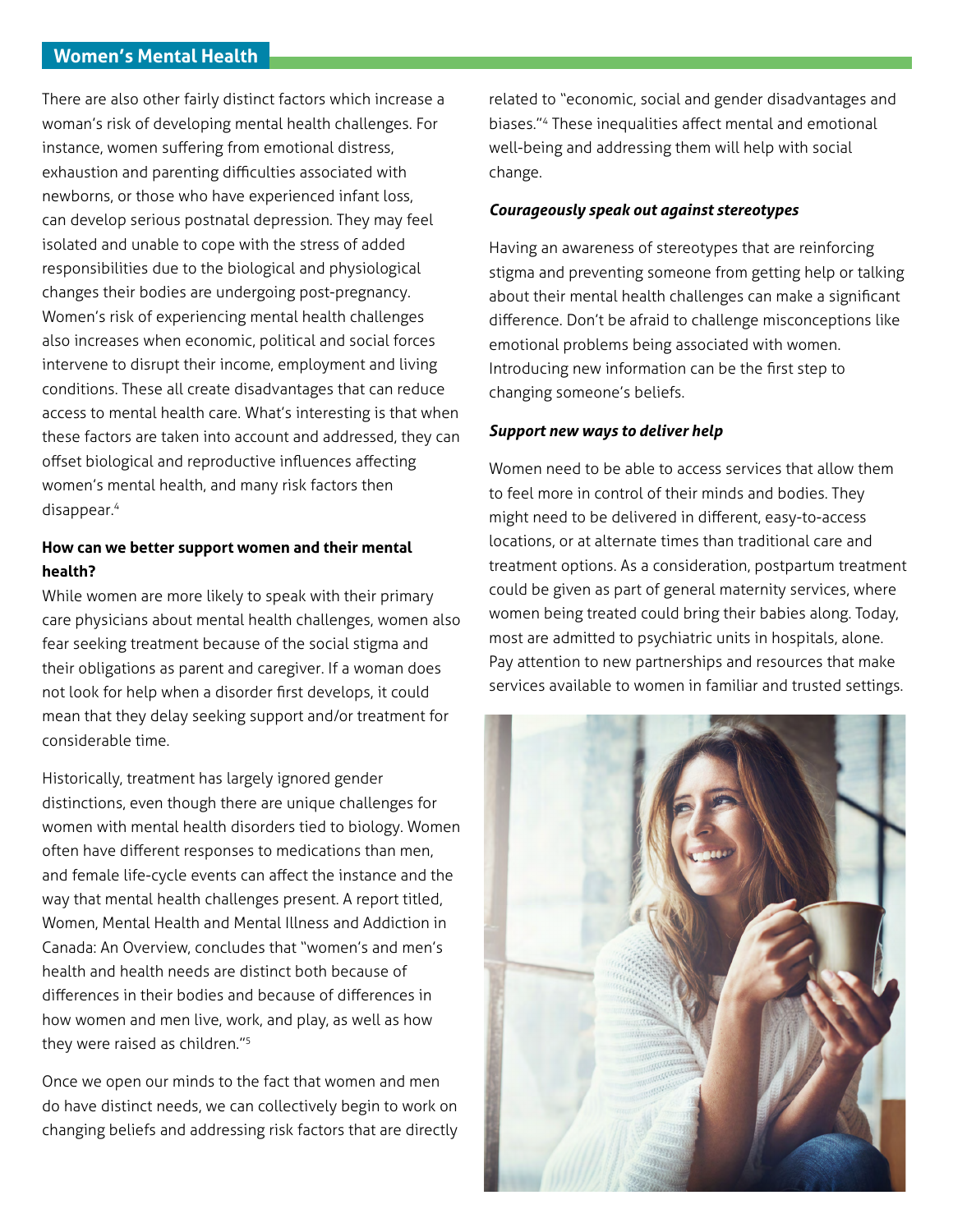There are also other fairly distinct factors which increase a woman's risk of developing mental health challenges. For instance, women suffering from emotional distress, exhaustion and parenting difficulties associated with newborns, or those who have experienced infant loss, can develop serious postnatal depression. They may feel isolated and unable to cope with the stress of added responsibilities due to the biological and physiological changes their bodies are undergoing post-pregnancy. Women's risk of experiencing mental health challenges also increases when economic, political and social forces intervene to disrupt their income, employment and living conditions. These all create disadvantages that can reduce access to mental health care. What's interesting is that when these factors are taken into account and addressed, they can offset biological and reproductive influences affecting women's mental health, and many risk factors then disappear.[4]

**How can we better support women and their mental health?**

While women are more likely to speak with their primary care physicians about mental health challenges, women also fear seeking treatment because of the social stigma and their obligations as parent and caregiver. If a woman does not look for help when a disorder first develops, it could mean that they delay seeking support and/or treatment for considerable time.

Historically, treatment has largely ignored gender distinctions, even though there are unique challenges for women with mental health disorders tied to biology. Women often have different responses to medications than men, and female life-cycle events can affect the instance and the way that mental health challenges present. A report titled, Women, Mental Health and Mental Illness and Addiction in Canada: An Overview, concludes that "women's and men's health and health needs are distinct both because of differences in their bodies and because of differences in how women and men live, work, and play, as well as how they were raised as children."[5]

Once we open our minds to the fact that women and men do have distinct needs, we can collectively begin to work on changing beliefs and addressing risk factors that are directly related to "economic, social and gender disadvantages and biases."[4] These inequalities affect mental and emotional well-being and addressing them will help with social change.

***Courageously speak out against stereotypes***

Having an awareness of stereotypes that are reinforcing stigma and preventing someone from getting help or talking about their mental health challenges can make a significant difference. Don't be afraid to challenge misconceptions like emotional problems being associated with women. Introducing new information can be the first step to changing someone's beliefs.

***Support new ways to deliver help***

Women need to be able to access services that allow them to feel more in control of their minds and bodies. They might need to be delivered in different, easy-to-access locations, or at alternate times than traditional care and treatment options. As a consideration, postpartum treatment could be given as part of general maternity services, where women being treated could bring their babies along. Today, most are admitted to psychiatric units in hospitals, alone. Pay attention to new partnerships and resources that make services available to women in familiar and trusted settings.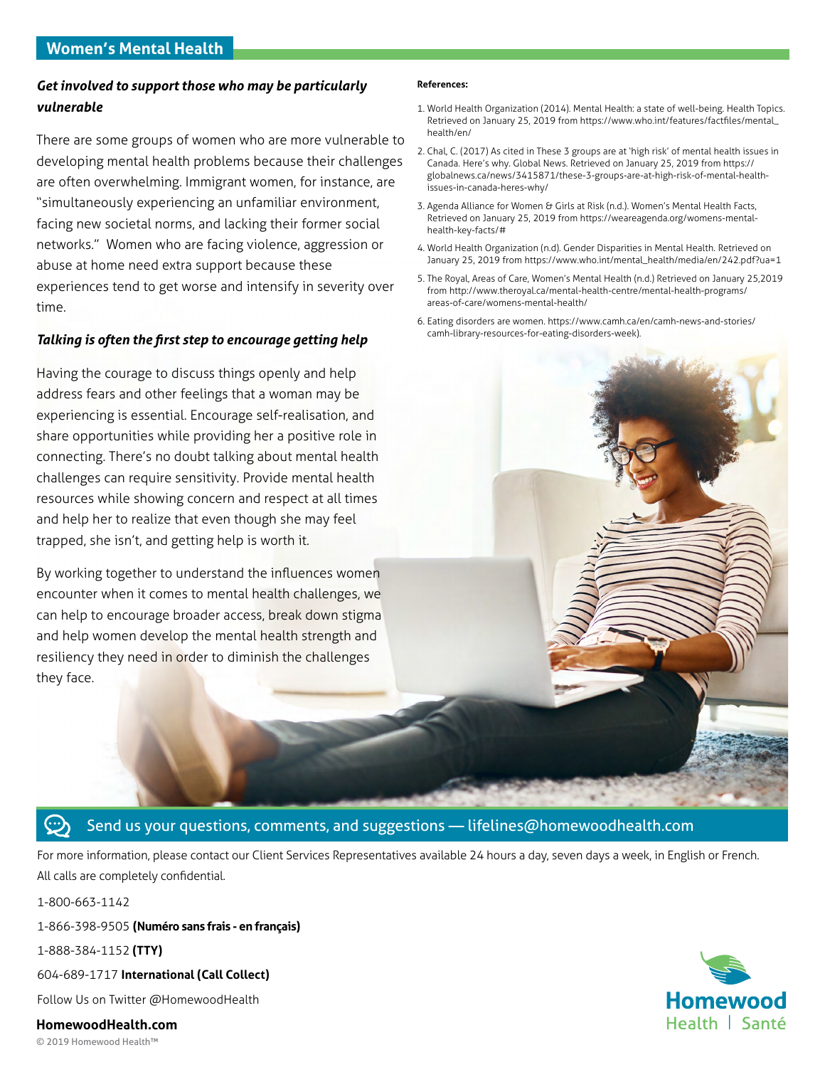## Women's Mental Health

### *Get involved to support those who may be particularly vulnerable*

There are some groups of women who are more vulnerable to developing mental health problems because their challenges are often overwhelming. Immigrant women, for instance, are "simultaneously experiencing an unfamiliar environment, facing new societal norms, and lacking their former social networks." Women who are facing violence, aggression or abuse at home need extra support because these experiences tend to get worse and intensify in severity over time.

### *Talking is often the first step to encourage getting help*

Having the courage to discuss things openly and help address fears and other feelings that a woman may be experiencing is essential. Encourage self-realisation, and share opportunities while providing her a positive role in connecting. There's no doubt talking about mental health challenges can require sensitivity. Provide mental health resources while showing concern and respect at all times and help her to realize that even though she may feel trapped, she isn't, and getting help is worth it.

By working together to understand the influences women encounter when it comes to mental health challenges, we can help to encourage broader access, break down stigma and help women develop the mental health strength and resiliency they need in order to diminish the challenges they face.

**References:**

1. World Health Organization (2014). Mental Health: a state of well-being. Health Topics. Retrieved on January 25, 2019 from https://www.who.int/features/factfiles/mental_health/en/
2. Chal, C. (2017) As cited in These 3 groups are at 'high risk' of mental health issues in Canada. Here's why. Global News. Retrieved on January 25, 2019 from https://globalnews.ca/news/3415871/these-3-groups-are-at-high-risk-of-mental-health-issues-in-canada-heres-why/
3. Agenda Alliance for Women & Girls at Risk (n.d.). Women's Mental Health Facts, Retrieved on January 25, 2019 from https://weareagenda.org/womens-mental-health-key-facts/#
4. World Health Organization (n.d). Gender Disparities in Mental Health. Retrieved on January 25, 2019 from https://www.who.int/mental_health/media/en/242.pdf?ua=1
5. The Royal, Areas of Care, Women's Mental Health (n.d.) Retrieved on January 25,2019 from http://www.theroyal.ca/mental-health-centre/mental-health-programs/areas-of-care/womens-mental-health/
6. Eating disorders are women. https://www.camh.ca/en/camh-news-and-stories/camh-library-resources-for-eating-disorders-week).

Send us your questions, comments, and suggestions — lifelines@homewoodhealth.com

For more information, please contact our Client Services Representatives available 24 hours a day, seven days a week, in English or French. All calls are completely confidential.

1-800-663-1142

1-866-398-9505 **(Numéro sans frais - en français)**

1-888-384-1152 **(TTY)**

604-689-1717 **International (Call Collect)**

Follow Us on Twitter @HomewoodHealth

**HomewoodHealth.com**

© 2019 Homewood Health™

Homewood Health | Santé